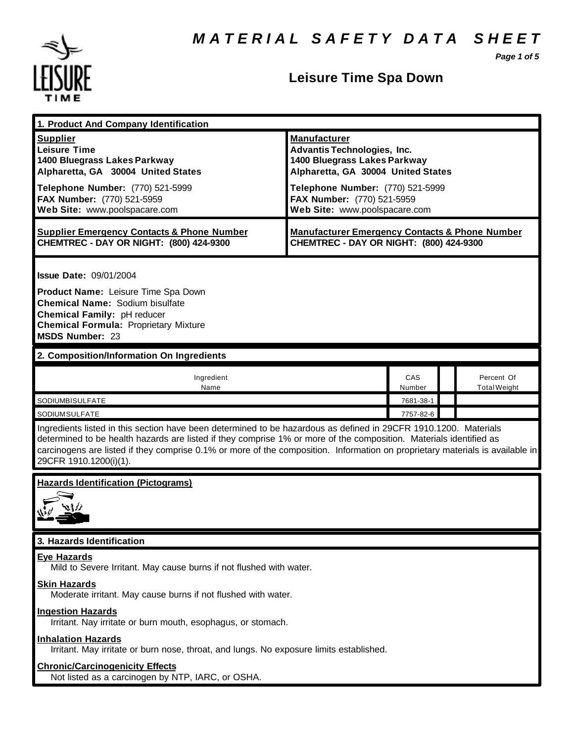# MATERIAL SAFETY DATA SHEET

## Leisure Time Spa Down

### 1. Product And Company Identification

| **Supplier** | **Manufacturer** |
|---|---|
| **Leisure Time**<br>**1400 Bluegrass Lakes Parkway**<br>**Alpharetta, GA 30004 United States** | **Advantis Technologies, Inc.**<br>**1400 Bluegrass Lakes Parkway**<br>**Alpharetta, GA 30004 United States** |
| **Telephone Number:** (770) 521-5999<br>**FAX Number:** (770) 521-5959<br>**Web Site:** www.poolspacare.com | **Telephone Number:** (770) 521-5999<br>**FAX Number:** (770) 521-5959<br>**Web Site:** www.poolspacare.com |
| **Supplier Emergency Contacts & Phone Number**<br>**CHEMTREC - DAY OR NIGHT: (800) 424-9300** | **Manufacturer Emergency Contacts & Phone Number**<br>**CHEMTREC - DAY OR NIGHT: (800) 424-9300** |

**Issue Date:** 09/01/2004

**Product Name:** Leisure Time Spa Down
**Chemical Name:** Sodium bisulfate
**Chemical Family:** pH reducer
**Chemical Formula:** Proprietary Mixture
**MSDS Number:** 23

### 2. Composition/Information On Ingredients

| Ingredient Name | CAS Number | | Percent Of Total Weight |
|---|---|---|---|
| SODIUMBISULFATE | 7681-38-1 | | |
| SODIUMSULFATE | 7757-82-6 | | |

Ingredients listed in this section have been determined to be hazardous as defined in 29CFR 1910.1200. Materials determined to be health hazards are listed if they comprise 1% or more of the composition. Materials identified as carcinogens are listed if they comprise 0.1% or more of the composition. Information on proprietary materials is available in 29CFR 1910.1200(i)(1).

**Hazards Identification (Pictograms)**

### 3. Hazards Identification

**Eye Hazards**
Mild to Severe Irritant. May cause burns if not flushed with water.

**Skin Hazards**
Moderate irritant. May cause burns if not flushed with water.

**Ingestion Hazards**
Irritant. Nay irritate or burn mouth, esophagus, or stomach.

**Inhalation Hazards**
Irritant. May irritate or burn nose, throat, and lungs. No exposure limits established.

**Chronic/Carcinogenicity Effects**
Not listed as a carcinogen by NTP, IARC, or OSHA.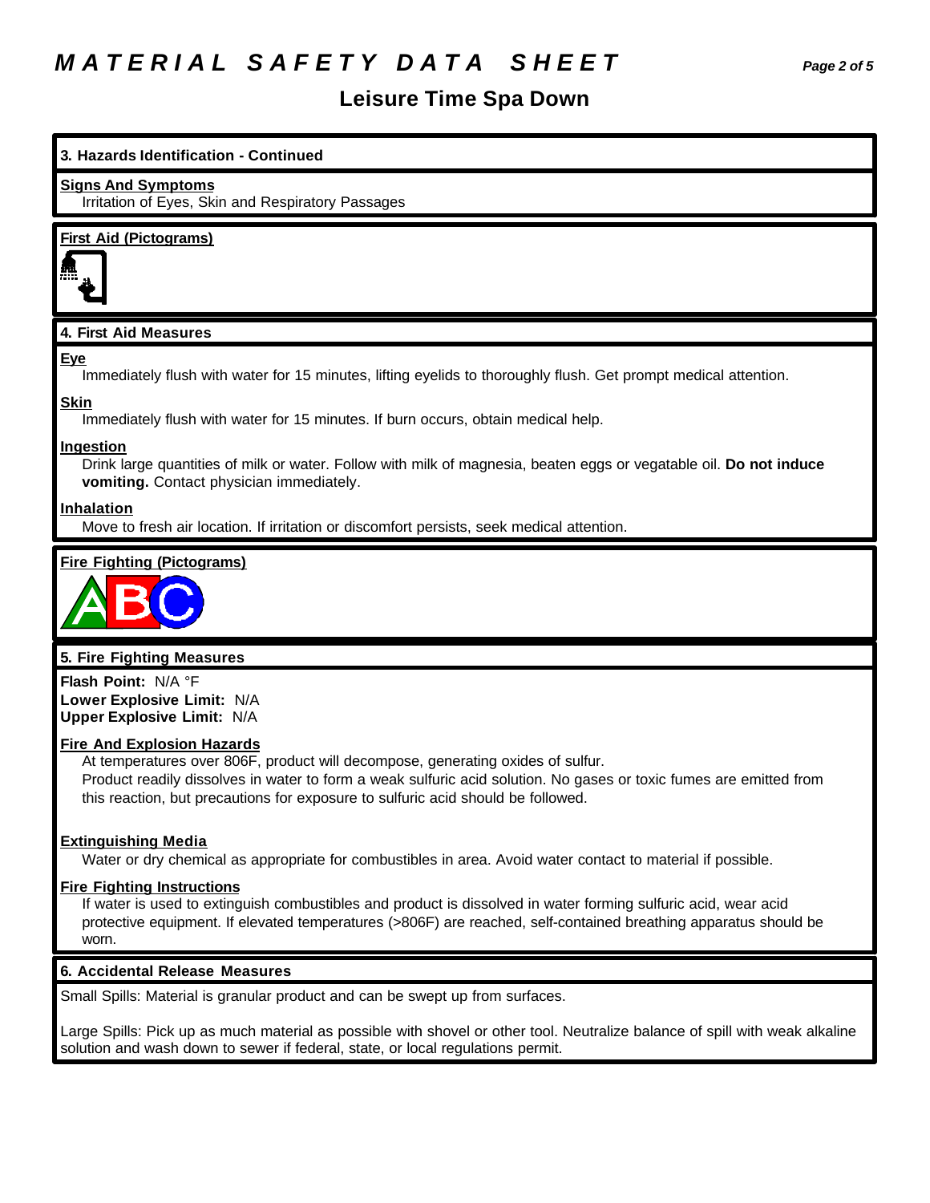# MATERIAL SAFETY DATA SHEET

## Leisure Time Spa Down

### 3. Hazards Identification - Continued

**Signs And Symptoms**

Irritation of Eyes, Skin and Respiratory Passages

**First Aid (Pictograms)**

### 4. First Aid Measures

**Eye**

Immediately flush with water for 15 minutes, lifting eyelids to thoroughly flush. Get prompt medical attention.

**Skin**

Immediately flush with water for 15 minutes. If burn occurs, obtain medical help.

**Ingestion**

Drink large quantities of milk or water. Follow with milk of magnesia, beaten eggs or vegatable oil. **Do not induce vomiting.** Contact physician immediately.

**Inhalation**

Move to fresh air location. If irritation or discomfort persists, seek medical attention.

**Fire Fighting (Pictograms)**

### 5. Fire Fighting Measures

**Flash Point:** N/A °F
**Lower Explosive Limit:** N/A
**Upper Explosive Limit:** N/A

**Fire And Explosion Hazards**

At temperatures over 806F, product will decompose, generating oxides of sulfur.
Product readily dissolves in water to form a weak sulfuric acid solution. No gases or toxic fumes are emitted from this reaction, but precautions for exposure to sulfuric acid should be followed.

**Extinguishing Media**

Water or dry chemical as appropriate for combustibles in area. Avoid water contact to material if possible.

**Fire Fighting Instructions**

If water is used to extinguish combustibles and product is dissolved in water forming sulfuric acid, wear acid protective equipment. If elevated temperatures (>806F) are reached, self-contained breathing apparatus should be worn.

### 6. Accidental Release Measures

Small Spills: Material is granular product and can be swept up from surfaces.

Large Spills: Pick up as much material as possible with shovel or other tool. Neutralize balance of spill with weak alkaline solution and wash down to sewer if federal, state, or local regulations permit.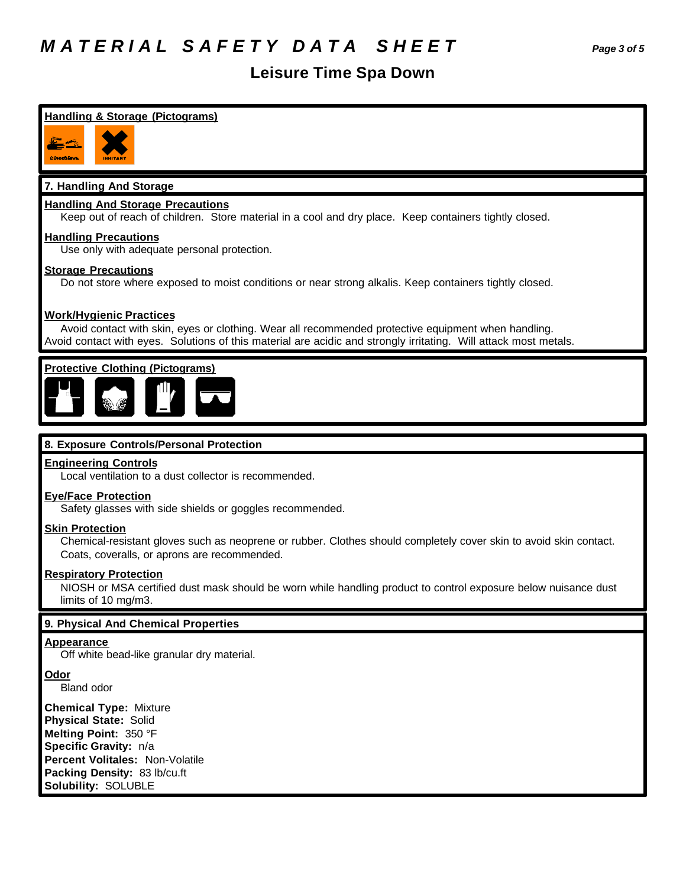# MATERIAL SAFETY DATA SHEET

## Leisure Time Spa Down

**Handling & Storage (Pictograms)**

## 7. Handling And Storage

**Handling And Storage Precautions**

Keep out of reach of children. Store material in a cool and dry place. Keep containers tightly closed.

**Handling Precautions**

Use only with adequate personal protection.

**Storage Precautions**

Do not store where exposed to moist conditions or near strong alkalis. Keep containers tightly closed.

**Work/Hygienic Practices**

Avoid contact with skin, eyes or clothing. Wear all recommended protective equipment when handling. Avoid contact with eyes. Solutions of this material are acidic and strongly irritating. Will attack most metals.

**Protective Clothing (Pictograms)**

## 8. Exposure Controls/Personal Protection

**Engineering Controls**

Local ventilation to a dust collector is recommended.

**Eye/Face Protection**

Safety glasses with side shields or goggles recommended.

**Skin Protection**

Chemical-resistant gloves such as neoprene or rubber. Clothes should completely cover skin to avoid skin contact. Coats, coveralls, or aprons are recommended.

**Respiratory Protection**

NIOSH or MSA certified dust mask should be worn while handling product to control exposure below nuisance dust limits of 10 mg/m3.

## 9. Physical And Chemical Properties

**Appearance**

Off white bead-like granular dry material.

**Odor**

Bland odor

**Chemical Type:** Mixture
**Physical State:** Solid
**Melting Point:** 350 °F
**Specific Gravity:** n/a
**Percent Volitales:** Non-Volatile
**Packing Density:** 83 lb/cu.ft
**Solubility:** SOLUBLE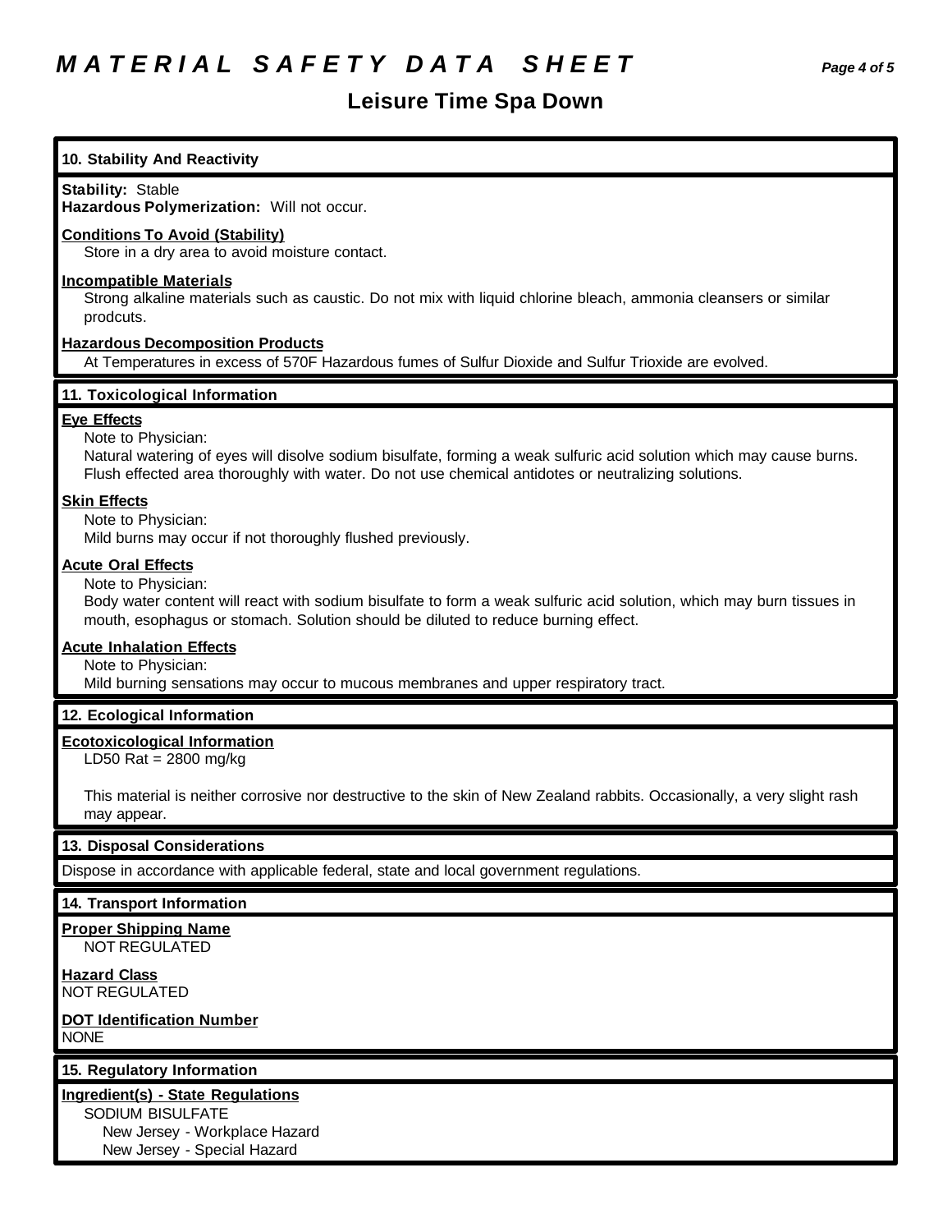# MATERIAL SAFETY DATA SHEET

## Leisure Time Spa Down

### 10. Stability And Reactivity

**Stability:** Stable
**Hazardous Polymerization:** Will not occur.

**Conditions To Avoid (Stability)**
Store in a dry area to avoid moisture contact.

**Incompatible Materials**
Strong alkaline materials such as caustic. Do not mix with liquid chlorine bleach, ammonia cleansers or similar prodcuts.

**Hazardous Decomposition Products**
At Temperatures in excess of 570F Hazardous fumes of Sulfur Dioxide and Sulfur Trioxide are evolved.

### 11. Toxicological Information

**Eye Effects**
Note to Physician:
Natural watering of eyes will disolve sodium bisulfate, forming a weak sulfuric acid solution which may cause burns. Flush effected area thoroughly with water. Do not use chemical antidotes or neutralizing solutions.

**Skin Effects**
Note to Physician:
Mild burns may occur if not thoroughly flushed previously.

**Acute Oral Effects**
Note to Physician:
Body water content will react with sodium bisulfate to form a weak sulfuric acid solution, which may burn tissues in mouth, esophagus or stomach. Solution should be diluted to reduce burning effect.

**Acute Inhalation Effects**
Note to Physician:
Mild burning sensations may occur to mucous membranes and upper respiratory tract.

### 12. Ecological Information

**Ecotoxicological Information**
LD50 Rat = 2800 mg/kg

This material is neither corrosive nor destructive to the skin of New Zealand rabbits. Occasionally, a very slight rash may appear.

### 13. Disposal Considerations

Dispose in accordance with applicable federal, state and local government regulations.

### 14. Transport Information

**Proper Shipping Name**
NOT REGULATED

**Hazard Class**
NOT REGULATED

**DOT Identification Number**
NONE

### 15. Regulatory Information

**Ingredient(s) - State Regulations**
SODIUM BISULFATE
New Jersey - Workplace Hazard
New Jersey - Special Hazard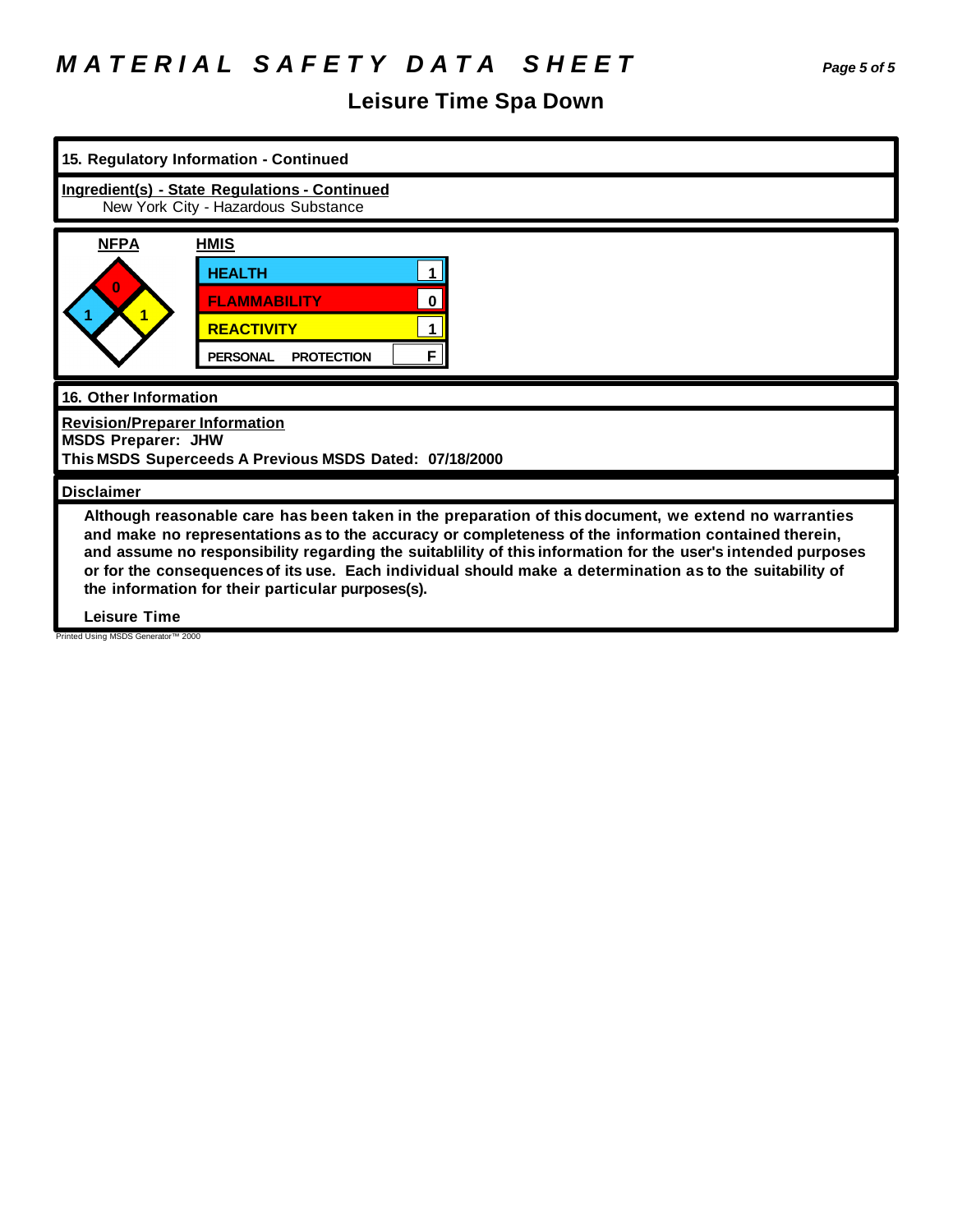# MATERIAL SAFETY DATA SHEET

## Leisure Time Spa Down

### 15. Regulatory Information - Continued

**Ingredient(s) - State Regulations - Continued**

New York City - Hazardous Substance

**NFPA**

0

1 1

**HMIS**

| | |
|---|---|
| HEALTH | 1 |
| FLAMMABILITY | 0 |
| REACTIVITY | 1 |
| PERSONAL PROTECTION | F |

### 16. Other Information

**Revision/Preparer Information**

**MSDS Preparer: JHW**

**This MSDS Superceeds A Previous MSDS Dated: 07/18/2000**

### Disclaimer

**Although reasonable care has been taken in the preparation of this document, we extend no warranties and make no representations as to the accuracy or completeness of the information contained therein, and assume no responsibility regarding the suitablility of this information for the user's intended purposes or for the consequences of its use. Each individual should make a determination as to the suitability of the information for their particular purposes(s).**

**Leisure Time**

Printed Using MSDS Generator™ 2000